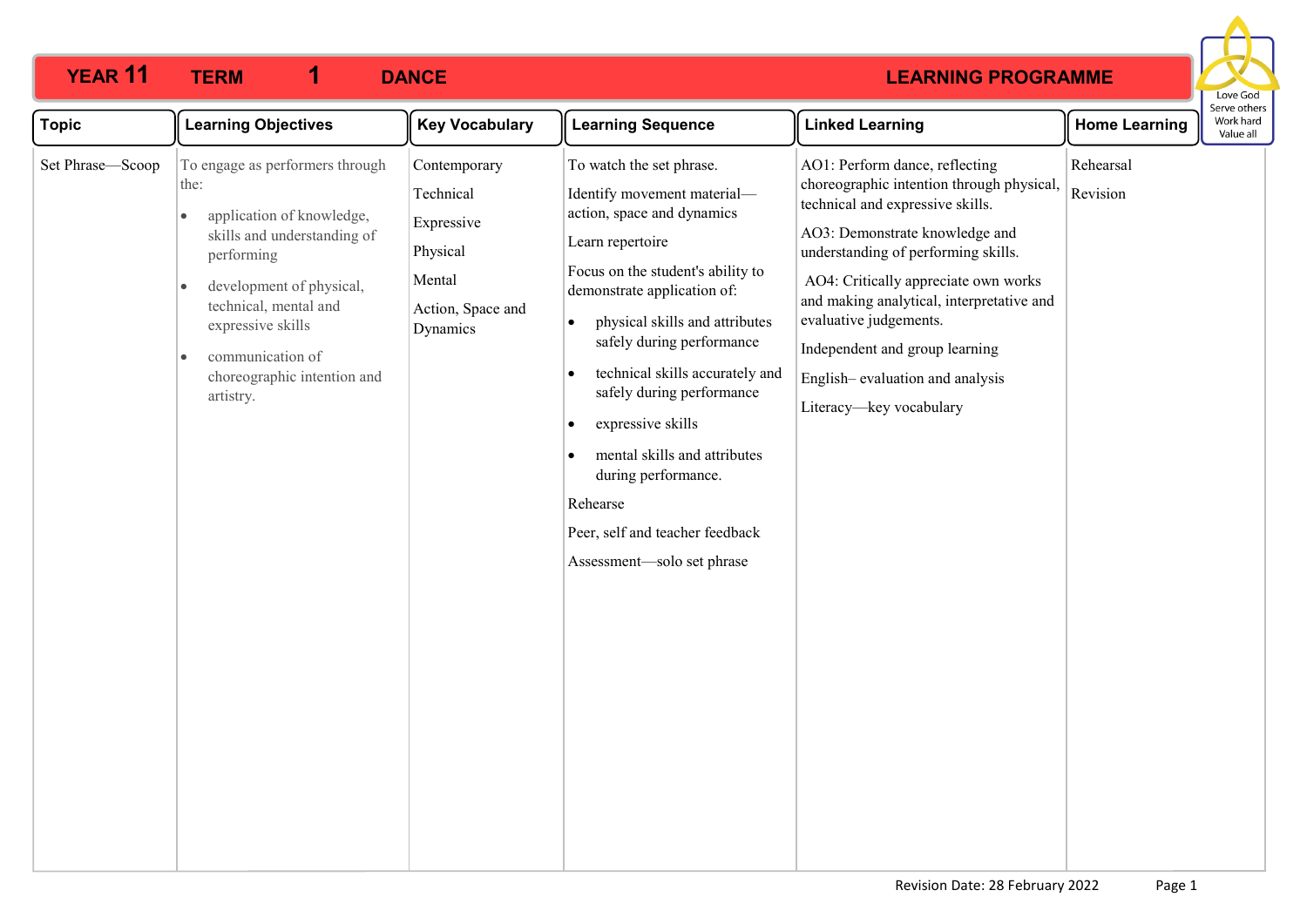# YEAR 11 TERM 1 DANCE LEARNING PROGRAMME

Love God
Serve others
Work hard
Value all

| Topic | Learning Objectives | Key Vocabulary | Learning Sequence | Linked Learning | Home Learning |
|---|---|---|---|---|---|
| Set Phrase—Scoop | To engage as performers through the:<br>• application of knowledge, skills and understanding of performing<br>• development of physical, technical, mental and expressive skills<br>• communication of choreographic intention and artistry. | Contemporary<br>Technical<br>Expressive<br>Physical<br>Mental<br>Action, Space and Dynamics | To watch the set phrase.<br>Identify movement material—action, space and dynamics<br>Learn repertoire<br>Focus on the student's ability to demonstrate application of:<br>• physical skills and attributes safely during performance<br>• technical skills accurately and safely during performance<br>• expressive skills<br>• mental skills and attributes during performance.<br>Rehearse<br>Peer, self and teacher feedback<br>Assessment—solo set phrase | AO1: Perform dance, reflecting choreographic intention through physical, technical and expressive skills.<br>AO3: Demonstrate knowledge and understanding of performing skills.<br>AO4: Critically appreciate own works and making analytical, interpretative and evaluative judgements.<br>Independent and group learning<br>English– evaluation and analysis<br>Literacy—key vocabulary | Rehearsal<br>Revision |

Revision Date: 28 February 2022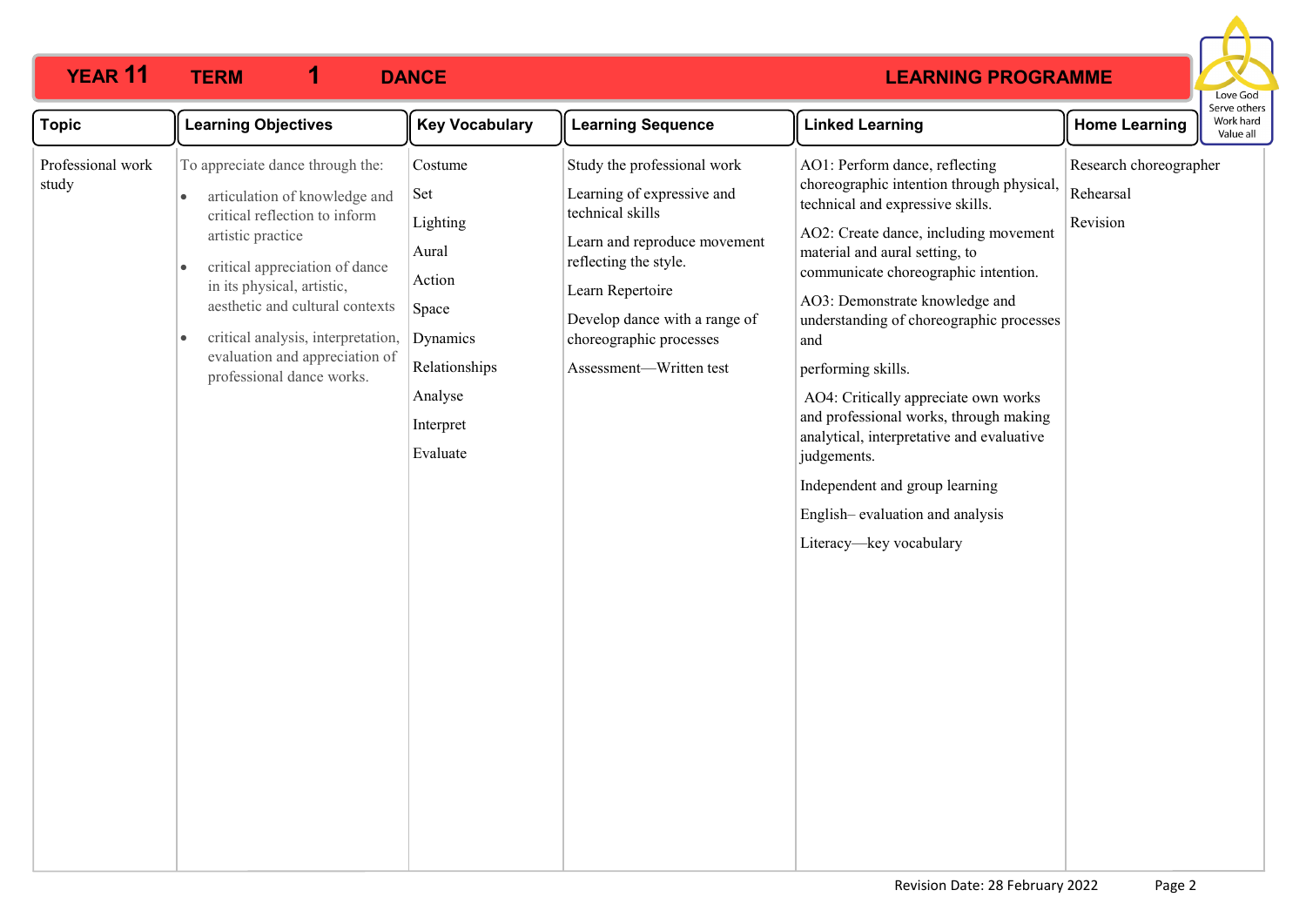# YEAR 11 TERM 1 DANCE LEARNING PROGRAMME

Love God
Serve others
Work hard
Value all

| Topic | Learning Objectives | Key Vocabulary | Learning Sequence | Linked Learning | Home Learning |
|---|---|---|---|---|---|
| Professional work study | To appreciate dance through the:<br>• articulation of knowledge and critical reflection to inform artistic practice<br>• critical appreciation of dance in its physical, artistic, aesthetic and cultural contexts<br>• critical analysis, interpretation, evaluation and appreciation of professional dance works. | Costume<br>Set<br>Lighting<br>Aural<br>Action<br>Space<br>Dynamics<br>Relationships<br>Analyse<br>Interpret<br>Evaluate | Study the professional work<br>Learning of expressive and technical skills<br>Learn and reproduce movement reflecting the style.<br>Learn Repertoire<br>Develop dance with a range of choreographic processes<br>Assessment—Written test | AO1: Perform dance, reflecting choreographic intention through physical, technical and expressive skills.<br>AO2: Create dance, including movement material and aural setting, to communicate choreographic intention.<br>AO3: Demonstrate knowledge and understanding of choreographic processes and<br>performing skills.<br>AO4: Critically appreciate own works and professional works, through making analytical, interpretative and evaluative judgements.<br>Independent and group learning<br>English– evaluation and analysis<br>Literacy—key vocabulary | Research choreographer<br>Rehearsal<br>Revision |

Revision Date: 28 February 2022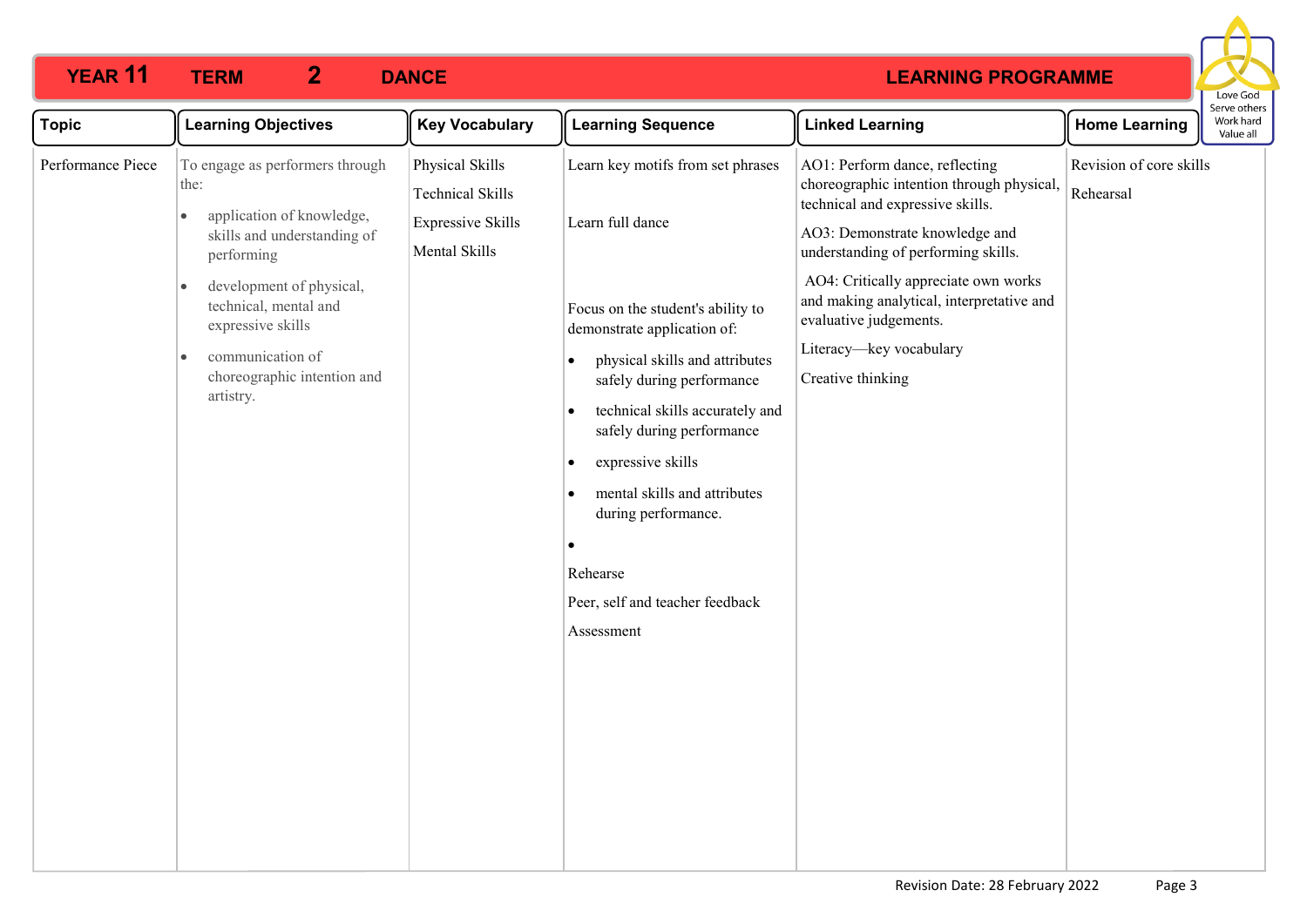# YEAR 11 TERM 2 DANCE LEARNING PROGRAMME

Love God
Serve others
Work hard
Value all

| Topic | Learning Objectives | Key Vocabulary | Learning Sequence | Linked Learning | Home Learning |
|---|---|---|---|---|---|
| Performance Piece | To engage as performers through the:<br>• application of knowledge, skills and understanding of performing<br>• development of physical, technical, mental and expressive skills<br>• communication of choreographic intention and artistry. | Physical Skills<br>Technical Skills<br>Expressive Skills<br>Mental Skills | Learn key motifs from set phrases<br><br>Learn full dance<br><br>Focus on the student's ability to demonstrate application of:<br>• physical skills and attributes safely during performance<br>• technical skills accurately and safely during performance<br>• expressive skills<br>• mental skills and attributes during performance.<br>•<br>Rehearse<br>Peer, self and teacher feedback<br>Assessment | AO1: Perform dance, reflecting choreographic intention through physical, technical and expressive skills.<br>AO3: Demonstrate knowledge and understanding of performing skills.<br>AO4: Critically appreciate own works and making analytical, interpretative and evaluative judgements.<br>Literacy—key vocabulary<br>Creative thinking | Revision of core skills<br>Rehearsal |

Revision Date: 28 February 2022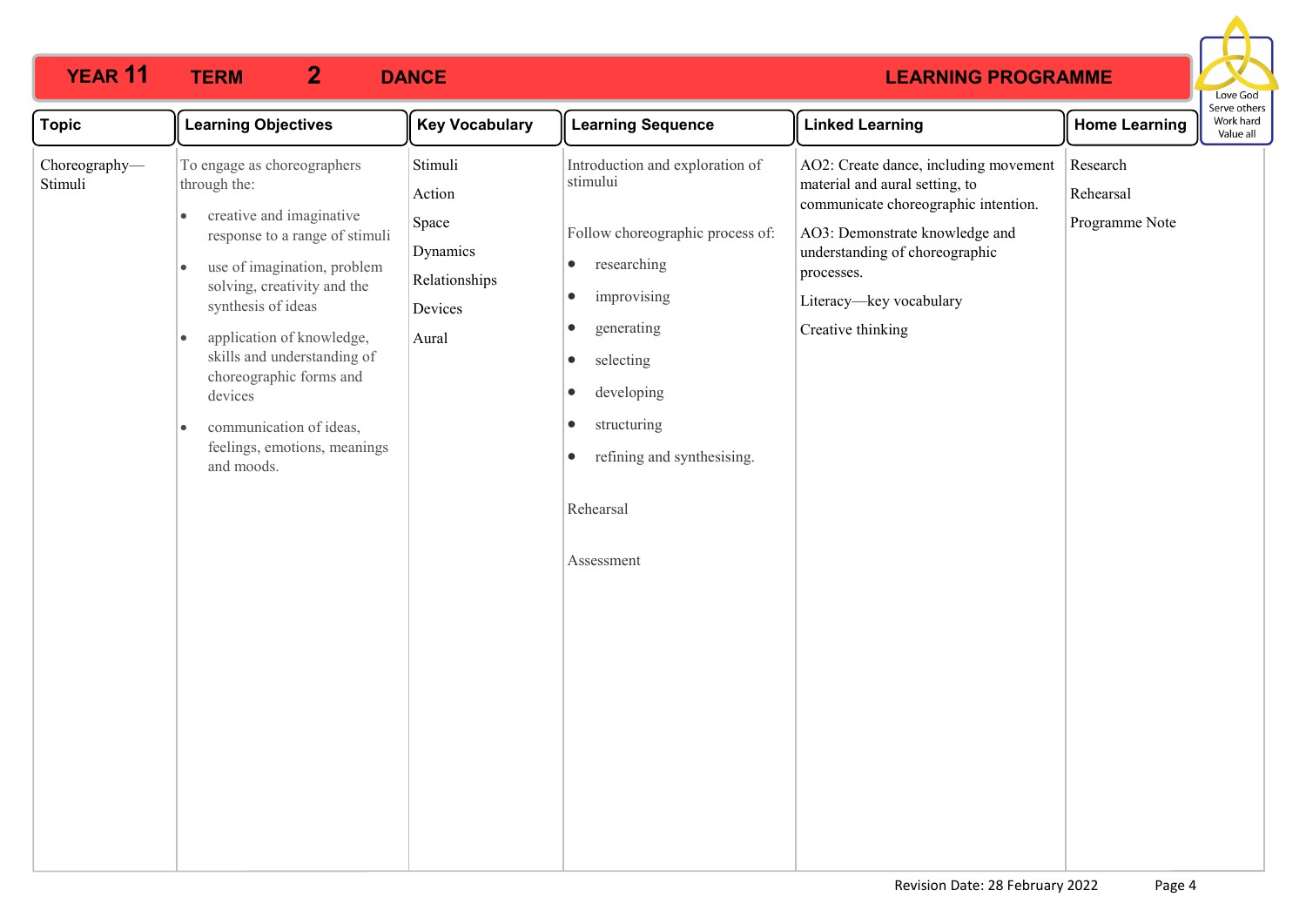# YEAR 11 TERM 2 DANCE LEARNING PROGRAMME

Love God
Serve others
Work hard
Value all

| Topic | Learning Objectives | Key Vocabulary | Learning Sequence | Linked Learning | Home Learning |
|---|---|---|---|---|---|
| Choreography—Stimuli | To engage as choreographers through the:<br>• creative and imaginative response to a range of stimuli<br>• use of imagination, problem solving, creativity and the synthesis of ideas<br>• application of knowledge, skills and understanding of choreographic forms and devices<br>• communication of ideas, feelings, emotions, meanings and moods. | Stimuli<br>Action<br>Space<br>Dynamics<br>Relationships<br>Devices<br>Aural | Introduction and exploration of stimului<br><br>Follow choreographic process of:<br>• researching<br>• improvising<br>• generating<br>• selecting<br>• developing<br>• structuring<br>• refining and synthesising.<br><br>Rehearsal<br><br>Assessment | AO2: Create dance, including movement material and aural setting, to communicate choreographic intention.<br>AO3: Demonstrate knowledge and understanding of choreographic processes.<br>Literacy—key vocabulary<br>Creative thinking | Research<br>Rehearsal<br>Programme Note |

Revision Date: 28 February 2022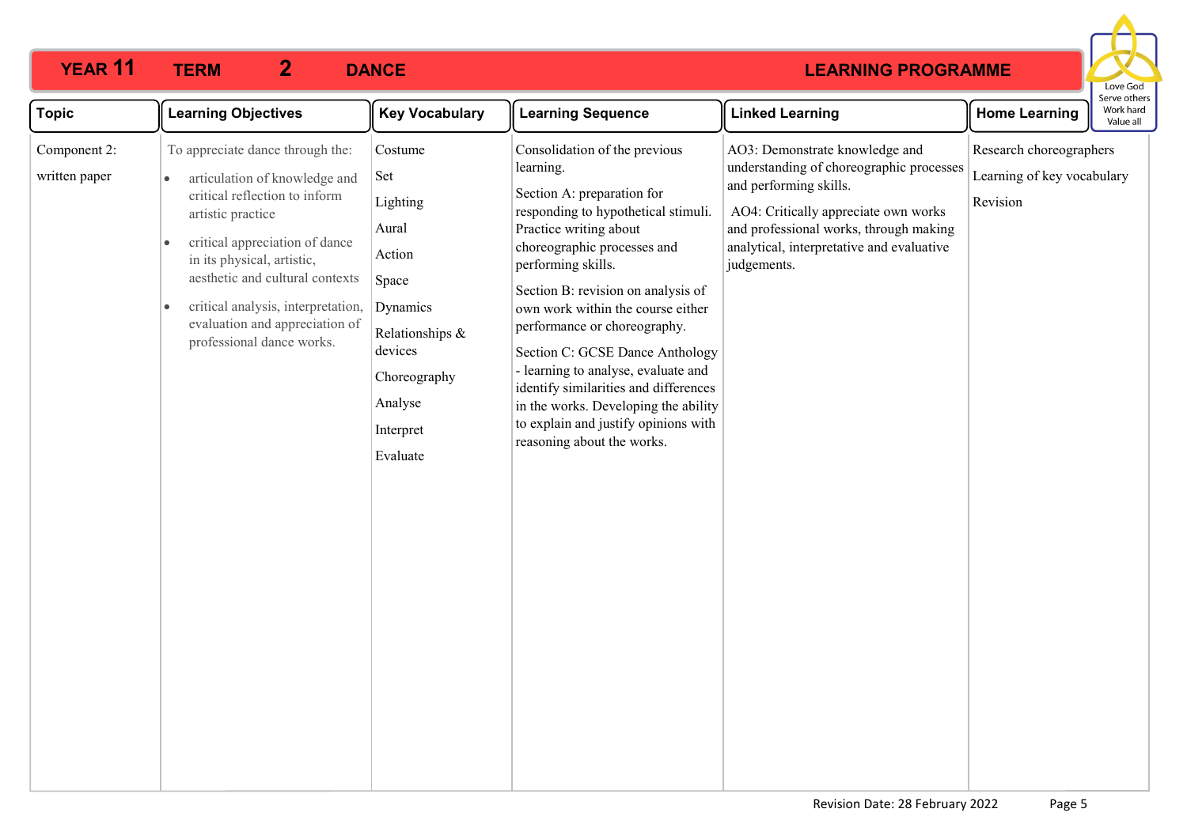# YEAR 11 TERM 2 DANCE LEARNING PROGRAMME

Love God
Serve others
Work hard
Value all

| Topic | Learning Objectives | Key Vocabulary | Learning Sequence | Linked Learning | Home Learning |
|---|---|---|---|---|---|
| Component 2:<br><br>written paper | To appreciate dance through the:<br>• articulation of knowledge and critical reflection to inform artistic practice<br>• critical appreciation of dance in its physical, artistic, aesthetic and cultural contexts<br>• critical analysis, interpretation, evaluation and appreciation of professional dance works. | Costume<br><br>Set<br><br>Lighting<br><br>Aural<br><br>Action<br><br>Space<br><br>Dynamics<br><br>Relationships & devices<br><br>Choreography<br><br>Analyse<br><br>Interpret<br><br>Evaluate | Consolidation of the previous learning.<br><br>Section A: preparation for responding to hypothetical stimuli. Practice writing about choreographic processes and performing skills.<br><br>Section B: revision on analysis of own work within the course either performance or choreography.<br><br>Section C: GCSE Dance Anthology - learning to analyse, evaluate and identify similarities and differences in the works. Developing the ability to explain and justify opinions with reasoning about the works. | AO3: Demonstrate knowledge and understanding of choreographic processes and performing skills.<br><br>AO4: Critically appreciate own works and professional works, through making analytical, interpretative and evaluative judgements. | Research choreographers<br><br>Learning of key vocabulary<br><br>Revision |

Revision Date: 28 February 2022